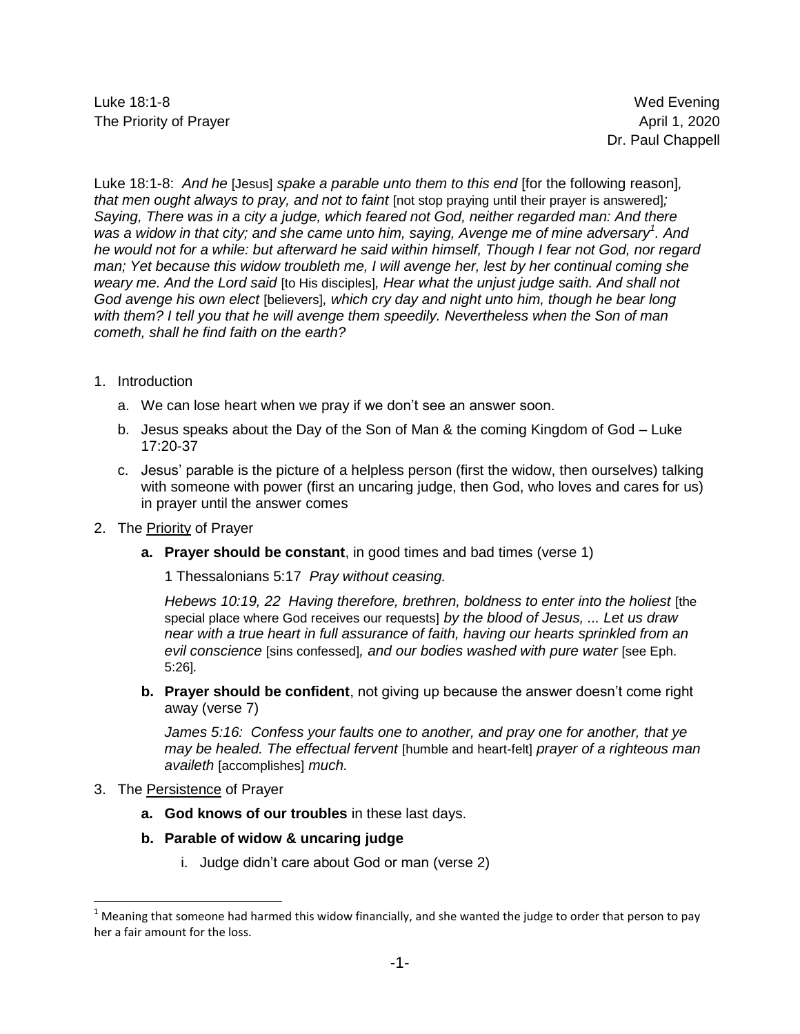Luke 18:1-8
The Priority of Prayer

Wed Evening
April 1, 2020
Dr. Paul Chappell

Luke 18:1-8: *And he* [Jesus] *spake a parable unto them to this end* [for the following reason]*, that men ought always to pray, and not to faint* [not stop praying until their prayer is answered]*; Saying, There was in a city a judge, which feared not God, neither regarded man: And there was a widow in that city; and she came unto him, saying, Avenge me of mine adversary*[1]*. And he would not for a while: but afterward he said within himself, Though I fear not God, nor regard man; Yet because this widow troubleth me, I will avenge her, lest by her continual coming she weary me. And the Lord said* [to His disciples]*, Hear what the unjust judge saith. And shall not God avenge his own elect* [believers]*, which cry day and night unto him, though he bear long with them? I tell you that he will avenge them speedily. Nevertheless when the Son of man cometh, shall he find faith on the earth?*

1. Introduction
   a. We can lose heart when we pray if we don't see an answer soon.
   b. Jesus speaks about the Day of the Son of Man & the coming Kingdom of God – Luke 17:20-37
   c. Jesus' parable is the picture of a helpless person (first the widow, then ourselves) talking with someone with power (first an uncaring judge, then God, who loves and cares for us) in prayer until the answer comes

2. The Priority of Prayer
   a. **Prayer should be constant**, in good times and bad times (verse 1)

      1 Thessalonians 5:17 *Pray without ceasing.*

      *Hebews 10:19, 22 Having therefore, brethren, boldness to enter into the holiest* [the special place where God receives our requests] *by the blood of Jesus, ... Let us draw near with a true heart in full assurance of faith, having our hearts sprinkled from an evil conscience* [sins confessed]*, and our bodies washed with pure water* [see Eph. 5:26]*.*

   b. **Prayer should be confident**, not giving up because the answer doesn't come right away (verse 7)

      *James 5:16: Confess your faults one to another, and pray one for another, that ye may be healed. The effectual fervent* [humble and heart-felt] *prayer of a righteous man availeth* [accomplishes] *much.*

3. The Persistence of Prayer
   a. **God knows of our troubles** in these last days.
   b. **Parable of widow & uncaring judge**
      i. Judge didn't care about God or man (verse 2)

[1] Meaning that someone had harmed this widow financially, and she wanted the judge to order that person to pay her a fair amount for the loss.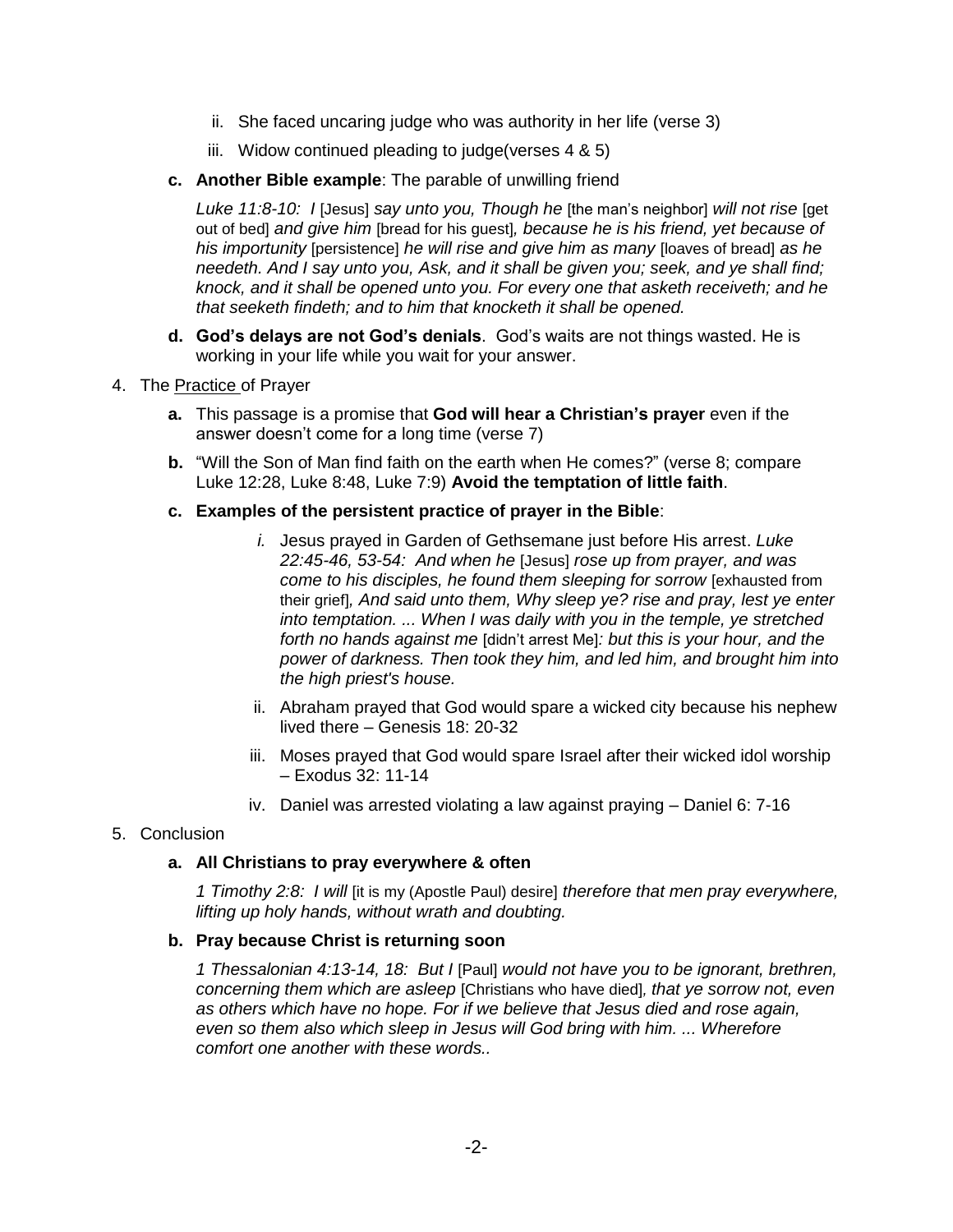ii. She faced uncaring judge who was authority in her life (verse 3)

iii. Widow continued pleading to judge(verses 4 & 5)

**c. Another Bible example**: The parable of unwilling friend

*Luke 11:8-10: I* [Jesus] *say unto you, Though he* [the man's neighbor] *will not rise* [get out of bed] *and give him* [bread for his guest]*, because he is his friend, yet because of his importunity* [persistence] *he will rise and give him as many* [loaves of bread] *as he needeth. And I say unto you, Ask, and it shall be given you; seek, and ye shall find; knock, and it shall be opened unto you. For every one that asketh receiveth; and he that seeketh findeth; and to him that knocketh it shall be opened.*

**d. God's delays are not God's denials**. God's waits are not things wasted. He is working in your life while you wait for your answer.

4. The <u>Practice</u> of Prayer

**a.** This passage is a promise that **God will hear a Christian's prayer** even if the answer doesn't come for a long time (verse 7)

**b.** "Will the Son of Man find faith on the earth when He comes?" (verse 8; compare Luke 12:28, Luke 8:48, Luke 7:9) **Avoid the temptation of little faith**.

**c. Examples of the persistent practice of prayer in the Bible**:

*i.* Jesus prayed in Garden of Gethsemane just before His arrest. *Luke 22:45-46, 53-54: And when he* [Jesus] *rose up from prayer, and was come to his disciples, he found them sleeping for sorrow* [exhausted from their grief]*, And said unto them, Why sleep ye? rise and pray, lest ye enter into temptation. ... When I was daily with you in the temple, ye stretched forth no hands against me* [didn't arrest Me]*: but this is your hour, and the power of darkness. Then took they him, and led him, and brought him into the high priest's house.*

ii. Abraham prayed that God would spare a wicked city because his nephew lived there – Genesis 18: 20-32

iii. Moses prayed that God would spare Israel after their wicked idol worship – Exodus 32: 11-14

iv. Daniel was arrested violating a law against praying – Daniel 6: 7-16

5. Conclusion

**a. All Christians to pray everywhere & often**

*1 Timothy 2:8: I will* [it is my (Apostle Paul) desire] *therefore that men pray everywhere, lifting up holy hands, without wrath and doubting.*

**b. Pray because Christ is returning soon**

*1 Thessalonian 4:13-14, 18: But I* [Paul] *would not have you to be ignorant, brethren, concerning them which are asleep* [Christians who have died]*, that ye sorrow not, even as others which have no hope. For if we believe that Jesus died and rose again, even so them also which sleep in Jesus will God bring with him. ... Wherefore comfort one another with these words..*